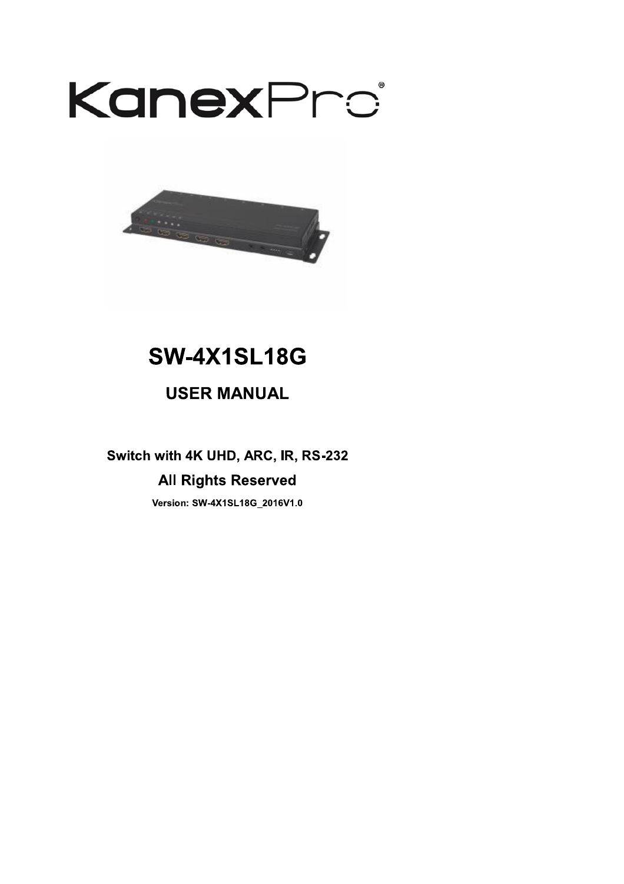KanexPro®

# SW-4X1SL18G

## USER MANUAL

**Switch with 4K UHD, ARC, IR, RS-232**

**All Rights Reserved**

**Version: SW-4X1SL18G_2016V1.0**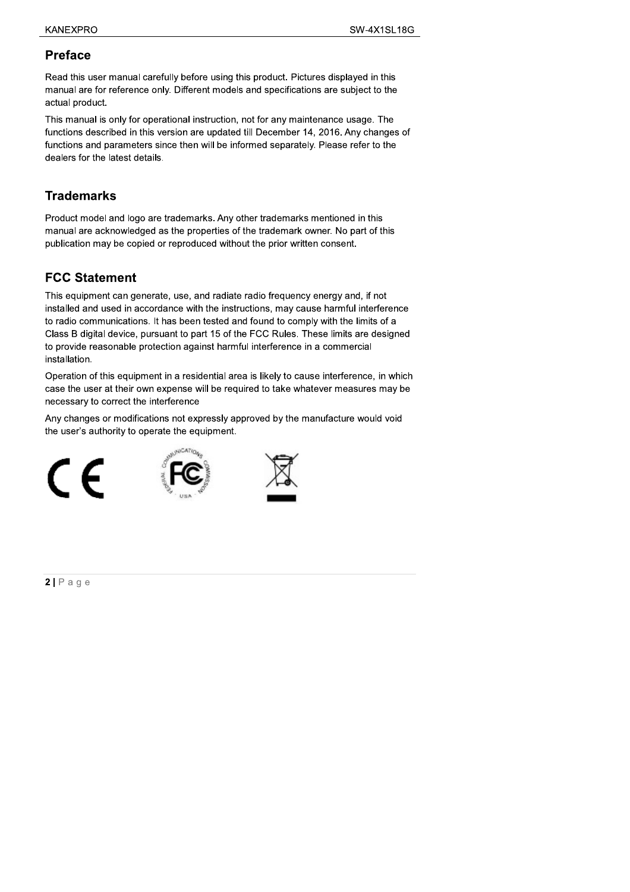## Preface

Read this user manual carefully before using this product. Pictures displayed in this manual are for reference only. Different models and specifications are subject to the actual product.

This manual is only for operational instruction, not for any maintenance usage. The functions described in this version are updated till December 14, 2016. Any changes of functions and parameters since then will be informed separately. Please refer to the dealers for the latest details.

## Trademarks

Product model and logo are trademarks. Any other trademarks mentioned in this manual are acknowledged as the properties of the trademark owner. No part of this publication may be copied or reproduced without the prior written consent.

## FCC Statement

This equipment can generate, use, and radiate radio frequency energy and, if not installed and used in accordance with the instructions, may cause harmful interference to radio communications. It has been tested and found to comply with the limits of a Class B digital device, pursuant to part 15 of the FCC Rules. These limits are designed to provide reasonable protection against harmful interference in a commercial installation.

Operation of this equipment in a residential area is likely to cause interference, in which case the user at their own expense will be required to take whatever measures may be necessary to correct the interference

Any changes or modifications not expressly approved by the manufacture would void the user's authority to operate the equipment.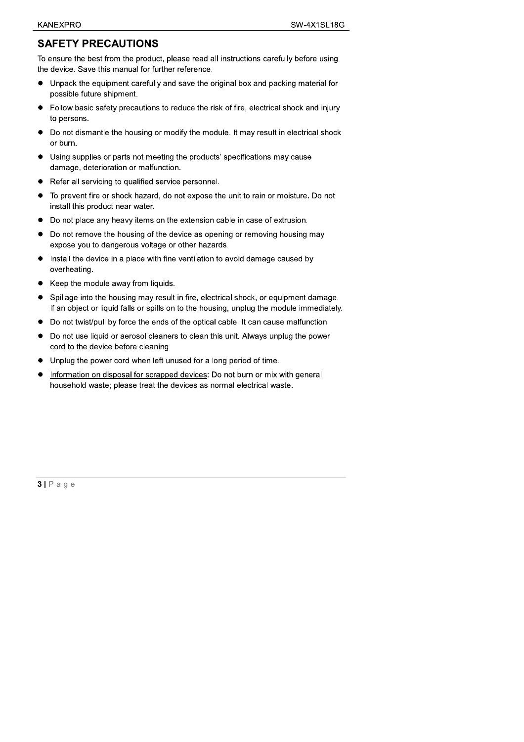## SAFETY PRECAUTIONS

To ensure the best from the product, please read all instructions carefully before using the device. Save this manual for further reference.

- Unpack the equipment carefully and save the original box and packing material for possible future shipment.
- Follow basic safety precautions to reduce the risk of fire, electrical shock and injury to persons.
- Do not dismantle the housing or modify the module. It may result in electrical shock or burn.
- Using supplies or parts not meeting the products' specifications may cause damage, deterioration or malfunction.
- Refer all servicing to qualified service personnel.
- To prevent fire or shock hazard, do not expose the unit to rain or moisture. Do not install this product near water.
- Do not place any heavy items on the extension cable in case of extrusion.
- Do not remove the housing of the device as opening or removing housing may expose you to dangerous voltage or other hazards.
- Install the device in a place with fine ventilation to avoid damage caused by overheating.
- Keep the module away from liquids.
- Spillage into the housing may result in fire, electrical shock, or equipment damage. If an object or liquid falls or spills on to the housing, unplug the module immediately.
- Do not twist/pull by force the ends of the optical cable. It can cause malfunction.
- Do not use liquid or aerosol cleaners to clean this unit. Always unplug the power cord to the device before cleaning.
- Unplug the power cord when left unused for a long period of time.
- Information on disposal for scrapped devices: Do not burn or mix with general household waste; please treat the devices as normal electrical waste.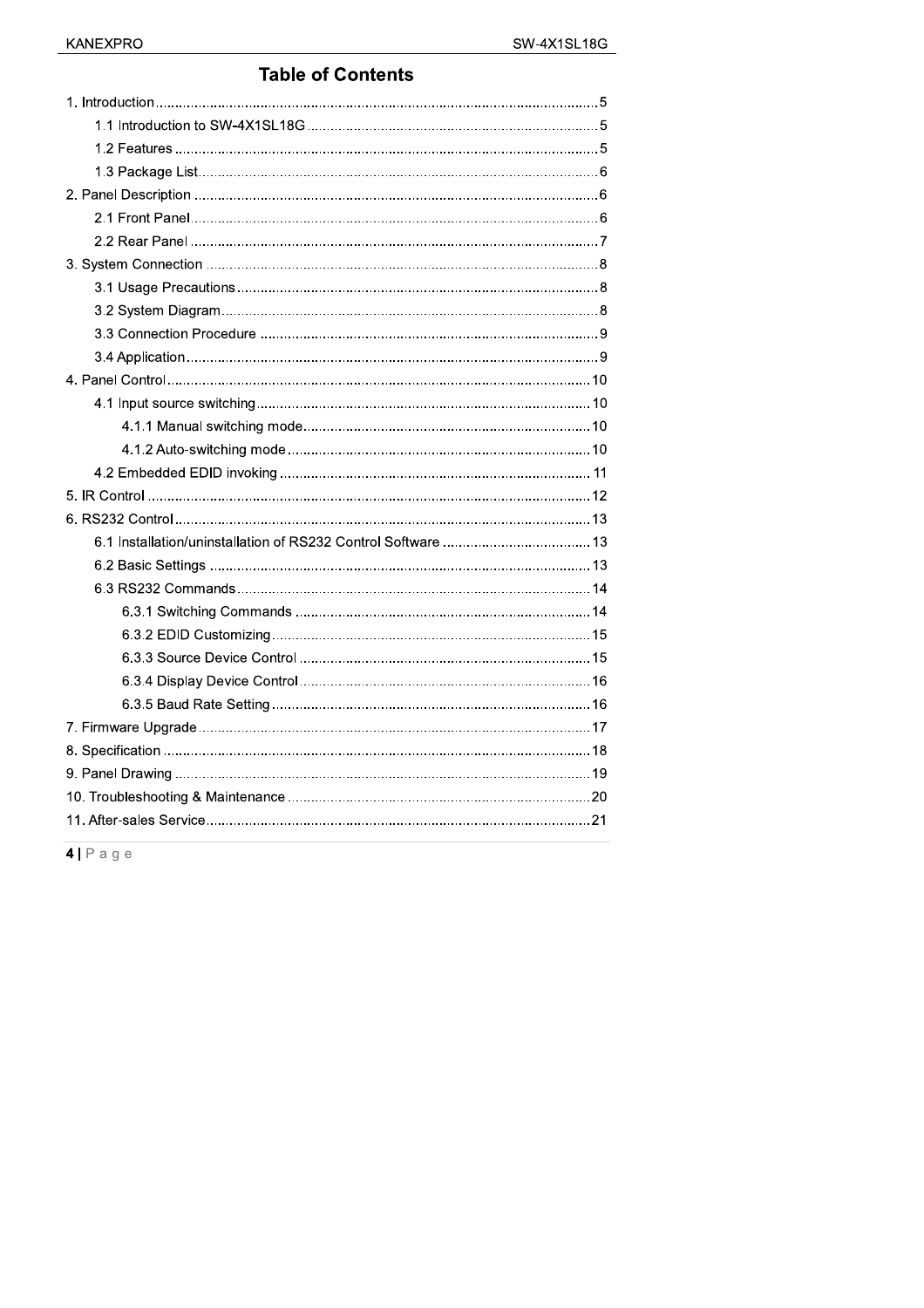# Table of Contents

1. Introduction .................................................................................................... 5
    1.1 Introduction to SW-4X1SL18G ........................................................... 5
    1.2 Features ................................................................................................ 5
    1.3 Package List .......................................................................................... 6
2. Panel Description ......................................................................................... 6
    2.1 Front Panel ............................................................................................ 6
    2.2 Rear Panel ............................................................................................. 7
3. System Connection ...................................................................................... 8
    3.1 Usage Precautions ................................................................................ 8
    3.2 System Diagram .................................................................................... 8
    3.3 Connection Procedure .......................................................................... 9
    3.4 Application ............................................................................................. 9
4. Panel Control ............................................................................................... 10
    4.1 Input source switching ......................................................................... 10
        4.1.1 Manual switching mode ............................................................... 10
        4.1.2 Auto-switching mode ................................................................... 10
    4.2 Embedded EDID invoking .................................................................... 11
5. IR Control ..................................................................................................... 12
6. RS232 Control .............................................................................................. 13
    6.1 Installation/uninstallation of RS232 Control Software ....................... 13
    6.2 Basic Settings ....................................................................................... 13
    6.3 RS232 Commands ................................................................................ 14
        6.3.1 Switching Commands .................................................................. 14
        6.3.2 EDID Customizing ........................................................................ 15
        6.3.3 Source Device Control ................................................................. 15
        6.3.4 Display Device Control ................................................................. 16
        6.3.5 Baud Rate Setting ........................................................................ 16
7. Firmware Upgrade ........................................................................................ 17
8. Specification ................................................................................................. 18
9. Panel Drawing ............................................................................................... 19
10. Troubleshooting & Maintenance ................................................................. 20
11. After-sales Service ....................................................................................... 21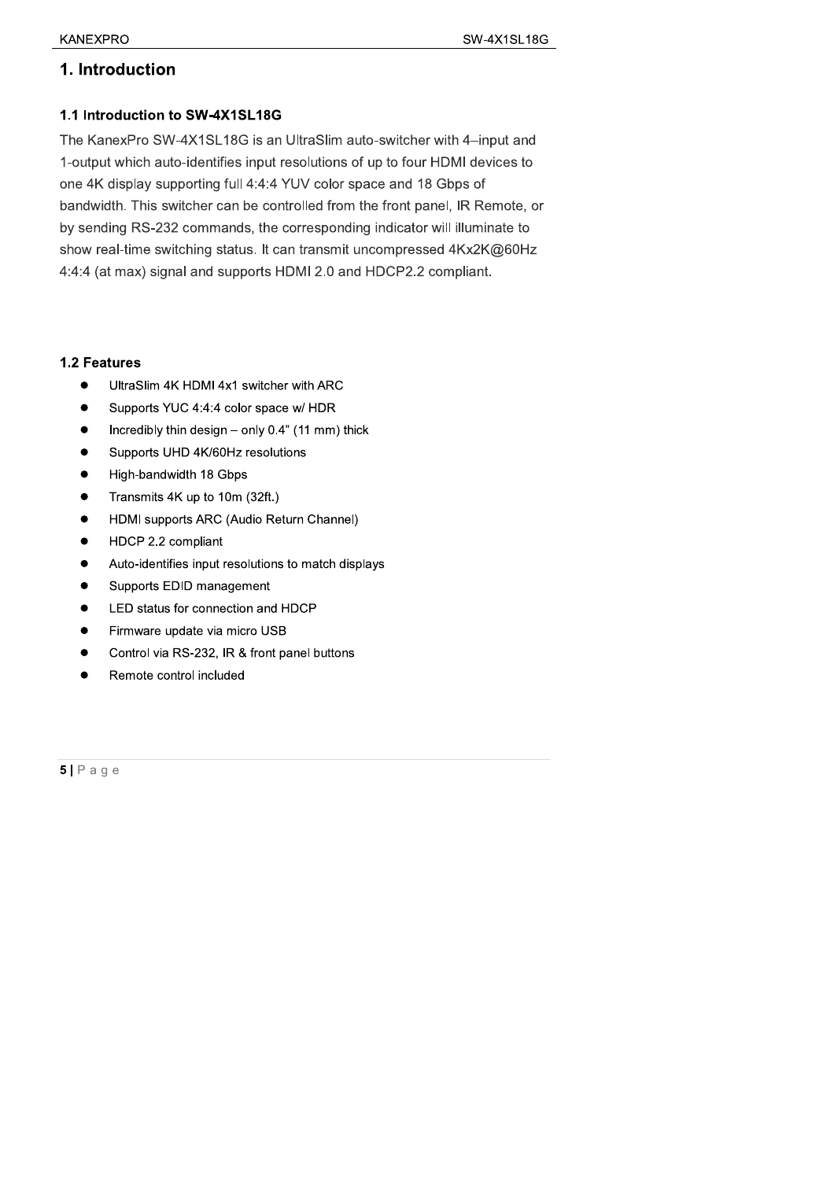# 1. Introduction

## 1.1 Introduction to SW-4X1SL18G

The KanexPro SW-4X1SL18G is an UltraSlim auto-switcher with 4–input and 1-output which auto-identifies input resolutions of up to four HDMI devices to one 4K display supporting full 4:4:4 YUV color space and 18 Gbps of bandwidth. This switcher can be controlled from the front panel, IR Remote, or by sending RS-232 commands, the corresponding indicator will illuminate to show real-time switching status. It can transmit uncompressed 4Kx2K@60Hz 4:4:4 (at max) signal and supports HDMI 2.0 and HDCP2.2 compliant.

## 1.2 Features

- UltraSlim 4K HDMI 4x1 switcher with ARC
- Supports YUC 4:4:4 color space w/ HDR
- Incredibly thin design – only 0.4" (11 mm) thick
- Supports UHD 4K/60Hz resolutions
- High-bandwidth 18 Gbps
- Transmits 4K up to 10m (32ft.)
- HDMI supports ARC (Audio Return Channel)
- HDCP 2.2 compliant
- Auto-identifies input resolutions to match displays
- Supports EDID management
- LED status for connection and HDCP
- Firmware update via micro USB
- Control via RS-232, IR & front panel buttons
- Remote control included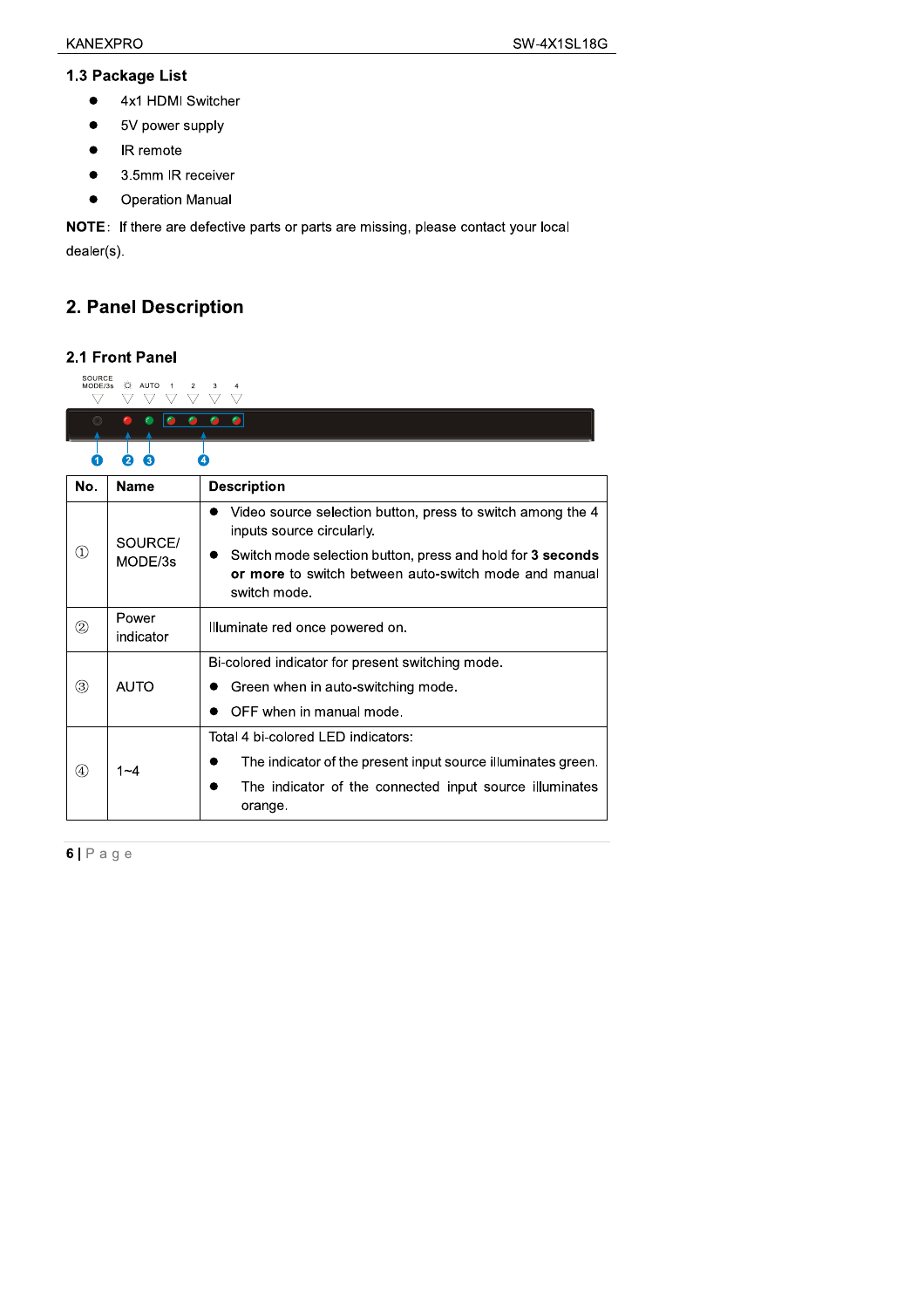## 1.3 Package List

- 4x1 HDMI Switcher
- 5V power supply
- IR remote
- 3.5mm IR receiver
- Operation Manual

**NOTE**: If there are defective parts or parts are missing, please contact your local dealer(s).

# 2. Panel Description

## 2.1 Front Panel

| No. | Name | Description |
|---|---|---|
| ① | SOURCE/ MODE/3s | ● Video source selection button, press to switch among the 4 inputs source circularly. ● Switch mode selection button, press and hold for **3 seconds or more** to switch between auto-switch mode and manual switch mode. |
| ② | Power indicator | Illuminate red once powered on. |
| ③ | AUTO | Bi-colored indicator for present switching mode. ● Green when in auto-switching mode. ● OFF when in manual mode. |
| ④ | 1~4 | Total 4 bi-colored LED indicators: ● The indicator of the present input source illuminates green. ● The indicator of the connected input source illuminates orange. |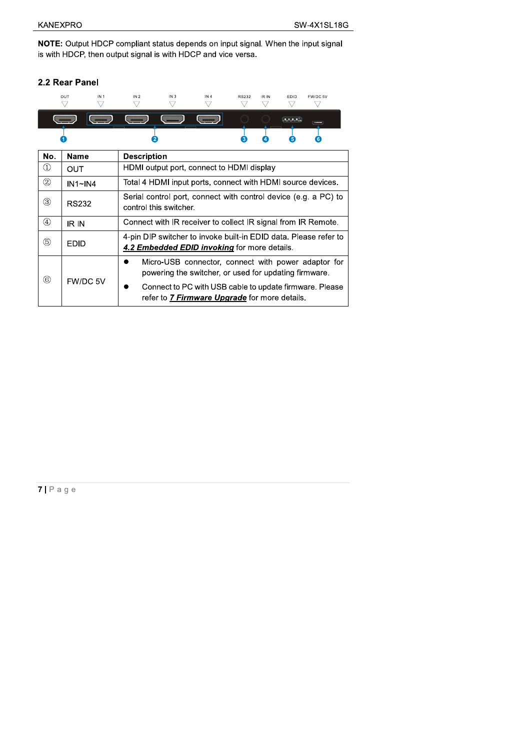**NOTE:** Output HDCP compliant status depends on input signal. When the input signal is with HDCP, then output signal is with HDCP and vice versa.

## 2.2 Rear Panel

| No. | Name | Description |
|---|---|---|
| ① | OUT | HDMI output port, connect to HDMI display |
| ② | IN1~IN4 | Total 4 HDMI input ports, connect with HDMI source devices. |
| ③ | RS232 | Serial control port, connect with control device (e.g. a PC) to control this switcher. |
| ④ | IR IN | Connect with IR receiver to collect IR signal from IR Remote. |
| ⑤ | EDID | 4-pin DIP switcher to invoke built-in EDID data. Please refer to ***4.2 Embedded EDID invoking*** for more details. |
| ⑥ | FW/DC 5V | • Micro-USB connector, connect with power adaptor for powering the switcher, or used for updating firmware. • Connect to PC with USB cable to update firmware. Please refer to ***7 Firmware Upgrade*** for more details. |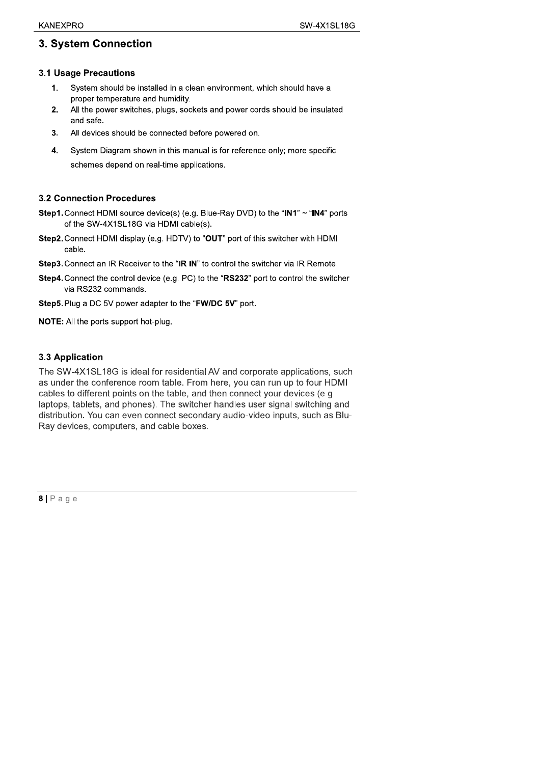## 3. System Connection

### 3.1 Usage Precautions

1. System should be installed in a clean environment, which should have a proper temperature and humidity.
2. All the power switches, plugs, sockets and power cords should be insulated and safe.
3. All devices should be connected before powered on.
4. System Diagram shown in this manual is for reference only; more specific schemes depend on real-time applications.

### 3.2 Connection Procedures

**Step1.** Connect HDMI source device(s) (e.g. Blue-Ray DVD) to the "**IN1**" ~ "**IN4**" ports of the SW-4X1SL18G via HDMI cable(s).

**Step2.** Connect HDMI display (e.g. HDTV) to "**OUT**" port of this switcher with HDMI cable.

**Step3.** Connect an IR Receiver to the "**IR IN**" to control the switcher via IR Remote.

**Step4.** Connect the control device (e.g. PC) to the "**RS232**" port to control the switcher via RS232 commands.

**Step5.** Plug a DC 5V power adapter to the "**FW/DC 5V**" port.

**NOTE:** All the ports support hot-plug.

### 3.3 Application

The SW-4X1SL18G is ideal for residential AV and corporate applications, such as under the conference room table. From here, you can run up to four HDMI cables to different points on the table, and then connect your devices (e.g. laptops, tablets, and phones). The switcher handles user signal switching and distribution. You can even connect secondary audio-video inputs, such as Blu-Ray devices, computers, and cable boxes.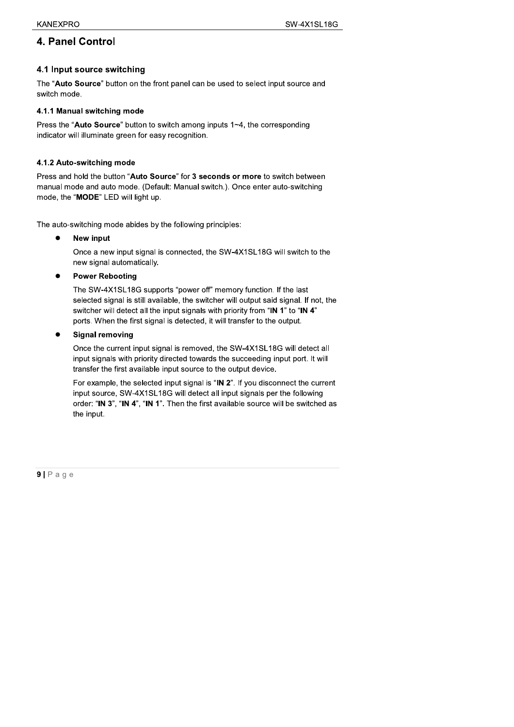# 4. Panel Control

## 4.1 Input source switching

The "**Auto Source**" button on the front panel can be used to select input source and switch mode.

### 4.1.1 Manual switching mode

Press the "**Auto Source**" button to switch among inputs 1~4, the corresponding indicator will illuminate green for easy recognition.

### 4.1.2 Auto-switching mode

Press and hold the button "**Auto Source**" for **3 seconds or more** to switch between manual mode and auto mode. (Default: Manual switch.). Once enter auto-switching mode, the "**MODE**" LED will light up.

The auto-switching mode abides by the following principles:

- **New input**

  Once a new input signal is connected, the SW-4X1SL18G will switch to the new signal automatically.

- **Power Rebooting**

  The SW-4X1SL18G supports "power off" memory function. If the last selected signal is still available, the switcher will output said signal. If not, the switcher will detect all the input signals with priority from "**IN 1**" to "**IN 4**" ports. When the first signal is detected, it will transfer to the output.

- **Signal removing**

  Once the current input signal is removed, the SW-4X1SL18G will detect all input signals with priority directed towards the succeeding input port. It will transfer the first available input source to the output device.

  For example, the selected input signal is "**IN 2**". If you disconnect the current input source, SW-4X1SL18G will detect all input signals per the following order: "**IN 3**", "**IN 4**", "**IN 1**". Then the first available source will be switched as the input.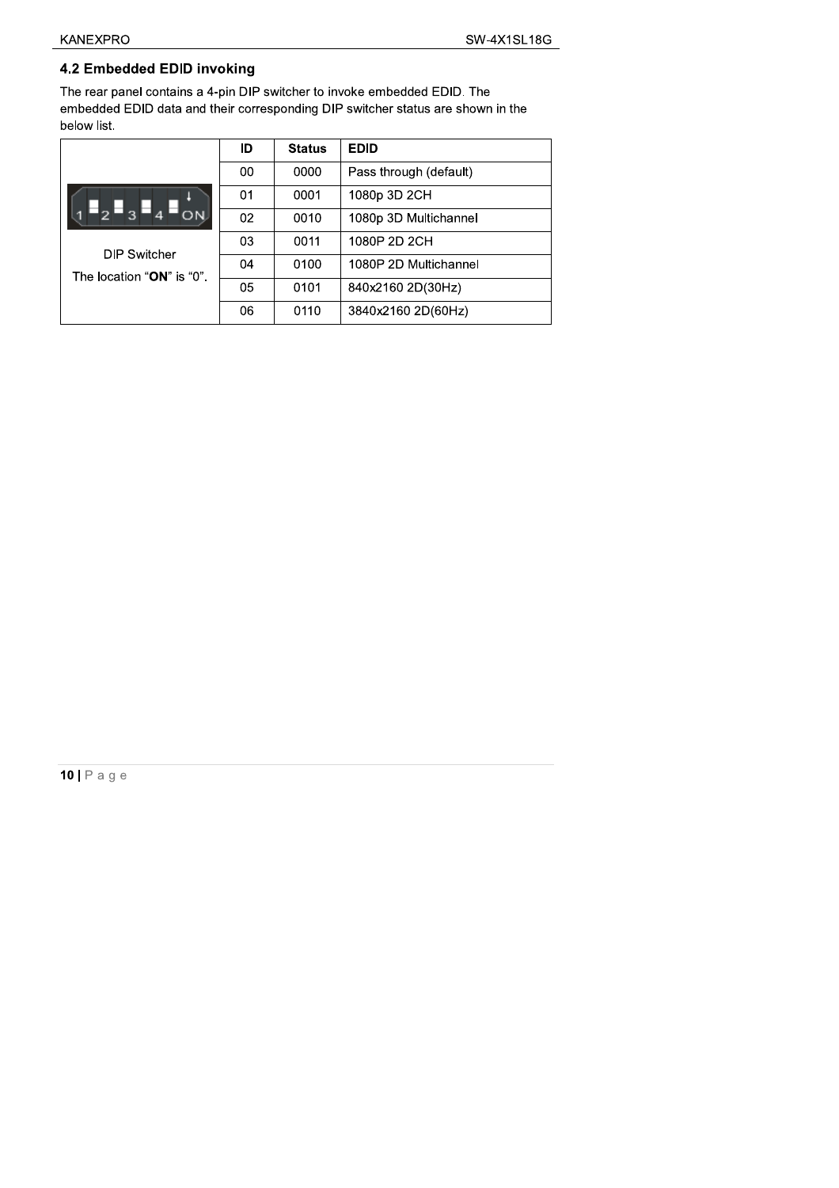## 4.2 Embedded EDID invoking

The rear panel contains a 4-pin DIP switcher to invoke embedded EDID. The embedded EDID data and their corresponding DIP switcher status are shown in the below list.

| | ID | Status | EDID |
|---|---|---|---|
| DIP Switcher | 00 | 0000 | Pass through (default) |
| The location "**ON**" is "0". | 01 | 0001 | 1080p 3D 2CH |
| | 02 | 0010 | 1080p 3D Multichannel |
| | 03 | 0011 | 1080P 2D 2CH |
| | 04 | 0100 | 1080P 2D Multichannel |
| | 05 | 0101 | 840x2160 2D(30Hz) |
| | 06 | 0110 | 3840x2160 2D(60Hz) |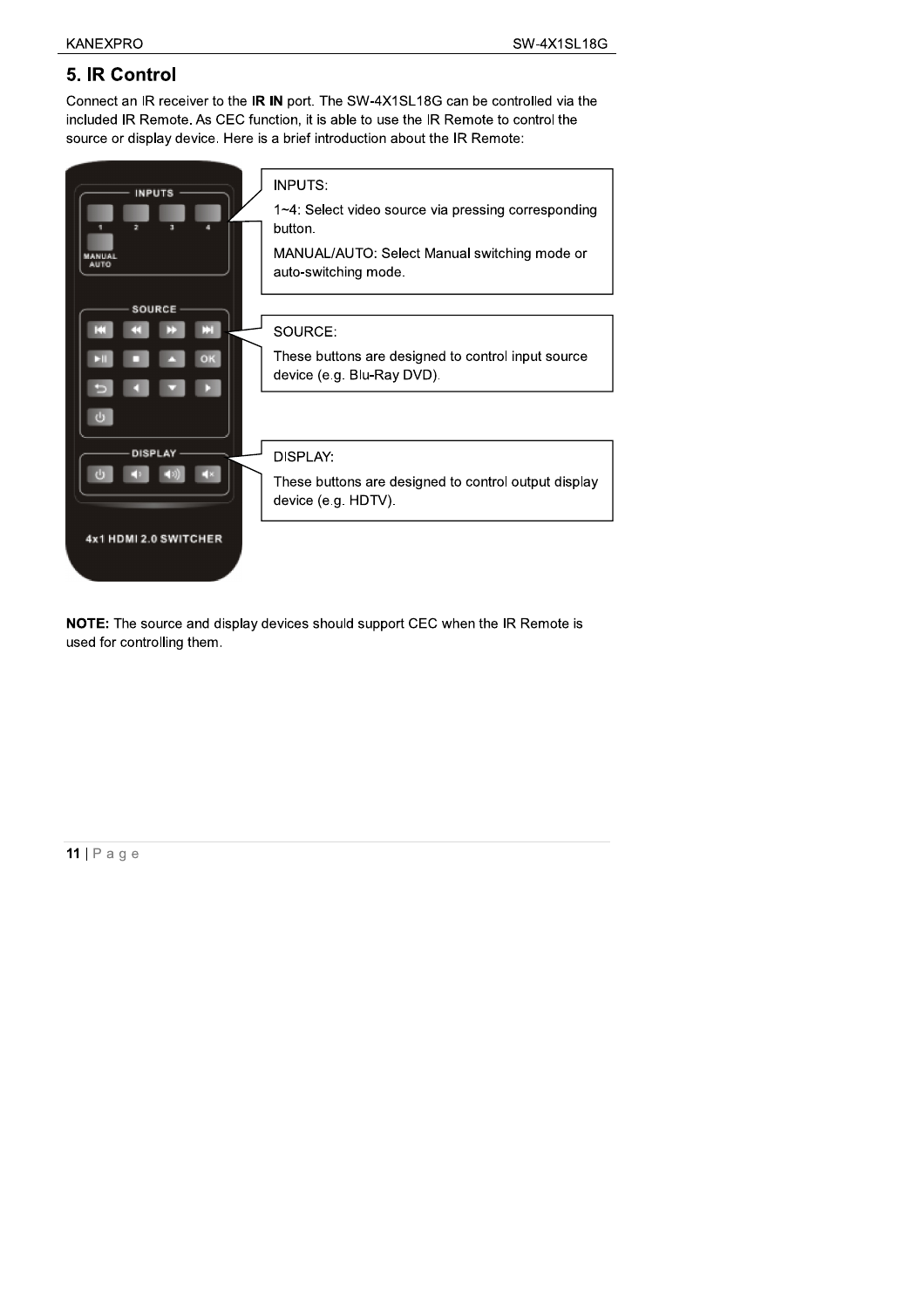## 5. IR Control

Connect an IR receiver to the **IR IN** port. The SW-4X1SL18G can be controlled via the included IR Remote. As CEC function, it is able to use the IR Remote to control the source or display device. Here is a brief introduction about the IR Remote:

INPUTS:

1~4: Select video source via pressing corresponding button.

MANUAL/AUTO: Select Manual switching mode or auto-switching mode.

SOURCE:

These buttons are designed to control input source device (e.g. Blu-Ray DVD).

DISPLAY:

These buttons are designed to control output display device (e.g. HDTV).

**NOTE:** The source and display devices should support CEC when the IR Remote is used for controlling them.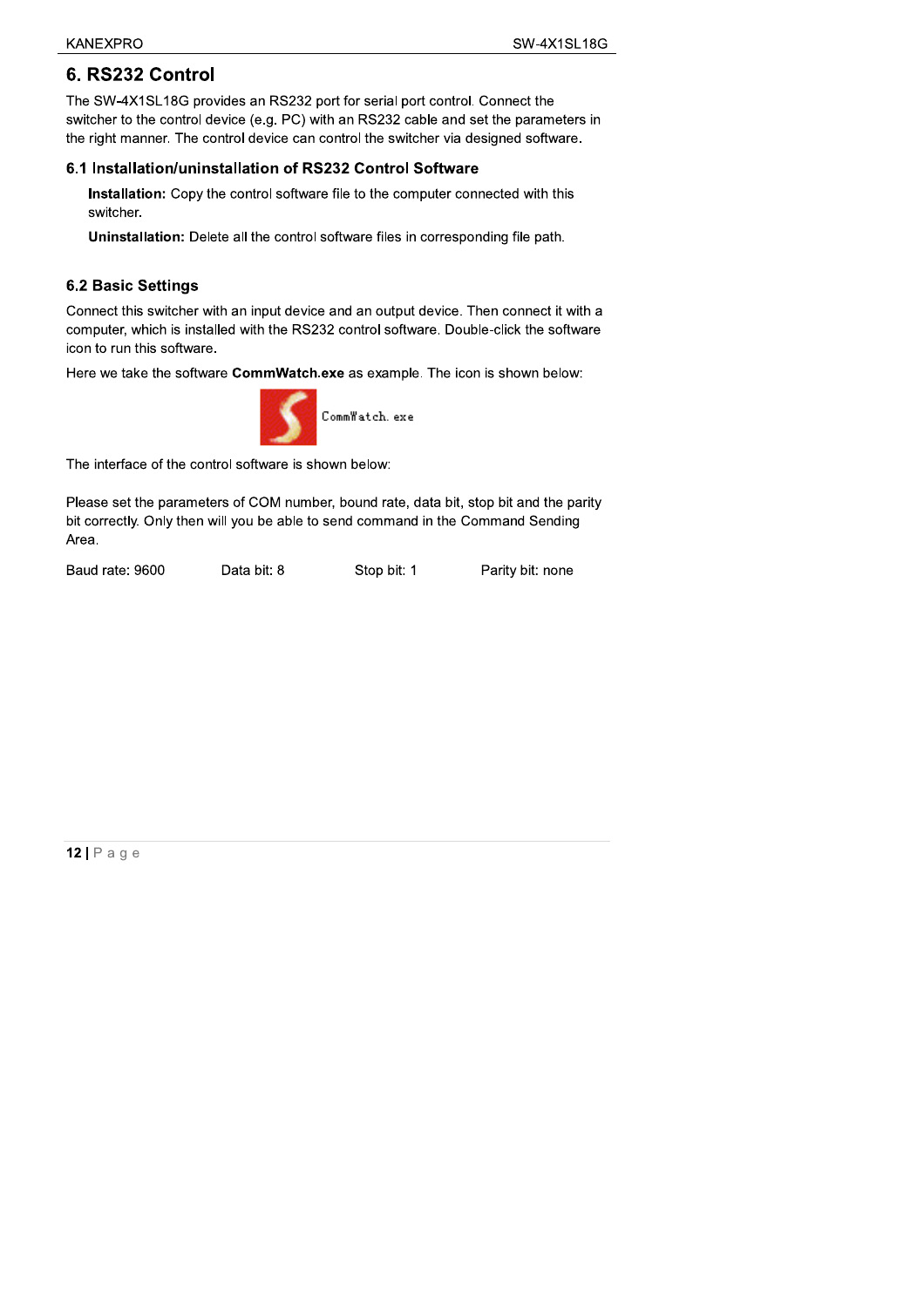## 6. RS232 Control

The SW-4X1SL18G provides an RS232 port for serial port control. Connect the switcher to the control device (e.g. PC) with an RS232 cable and set the parameters in the right manner. The control device can control the switcher via designed software.

### 6.1 Installation/uninstallation of RS232 Control Software

**Installation:** Copy the control software file to the computer connected with this switcher.

**Uninstallation:** Delete all the control software files in corresponding file path.

### 6.2 Basic Settings

Connect this switcher with an input device and an output device. Then connect it with a computer, which is installed with the RS232 control software. Double-click the software icon to run this software.

Here we take the software **CommWatch.exe** as example. The icon is shown below:

CommWatch.exe

The interface of the control software is shown below:

Please set the parameters of COM number, bound rate, data bit, stop bit and the parity bit correctly. Only then will you be able to send command in the Command Sending Area.

Baud rate: 9600 Data bit: 8 Stop bit: 1 Parity bit: none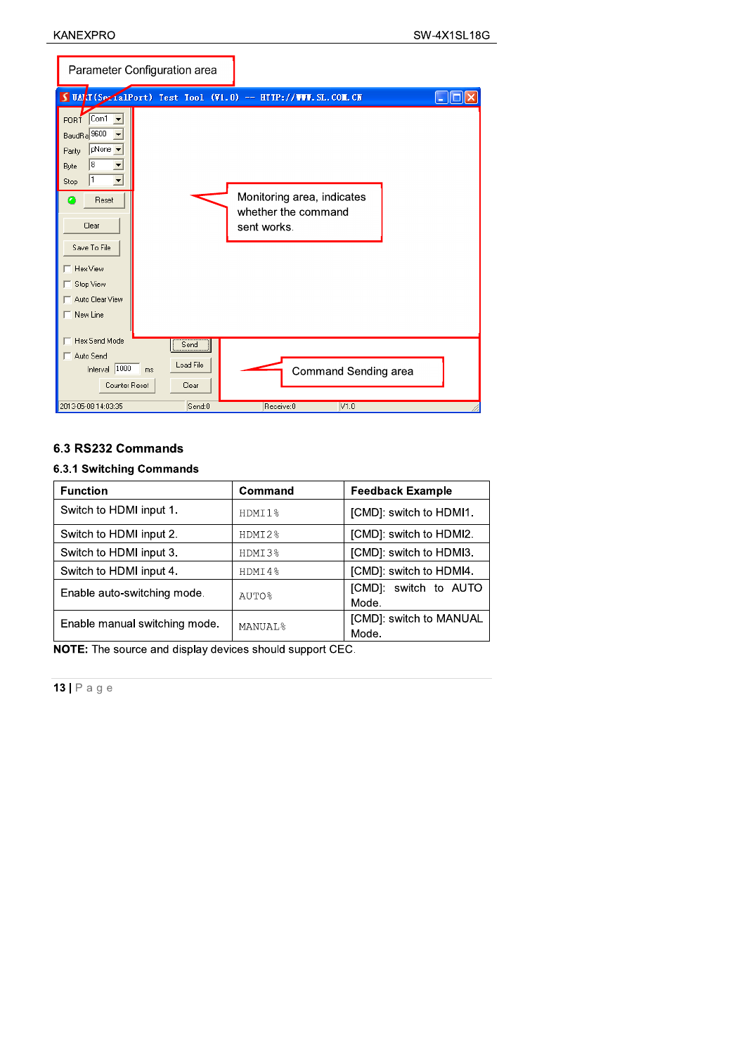Parameter Configuration area

Monitoring area, indicates whether the command sent works.

Command Sending area

### 6.3 RS232 Commands

#### 6.3.1 Switching Commands

| Function | Command | Feedback Example |
|---|---|---|
| Switch to HDMI input 1. | HDMI1% | [CMD]: switch to HDMI1. |
| Switch to HDMI input 2. | HDMI2% | [CMD]: switch to HDMI2. |
| Switch to HDMI input 3. | HDMI3% | [CMD]: switch to HDMI3. |
| Switch to HDMI input 4. | HDMI4% | [CMD]: switch to HDMI4. |
| Enable auto-switching mode. | AUTO% | [CMD]: switch to AUTO Mode. |
| Enable manual switching mode. | MANUAL% | [CMD]: switch to MANUAL Mode. |

**NOTE:** The source and display devices should support CEC.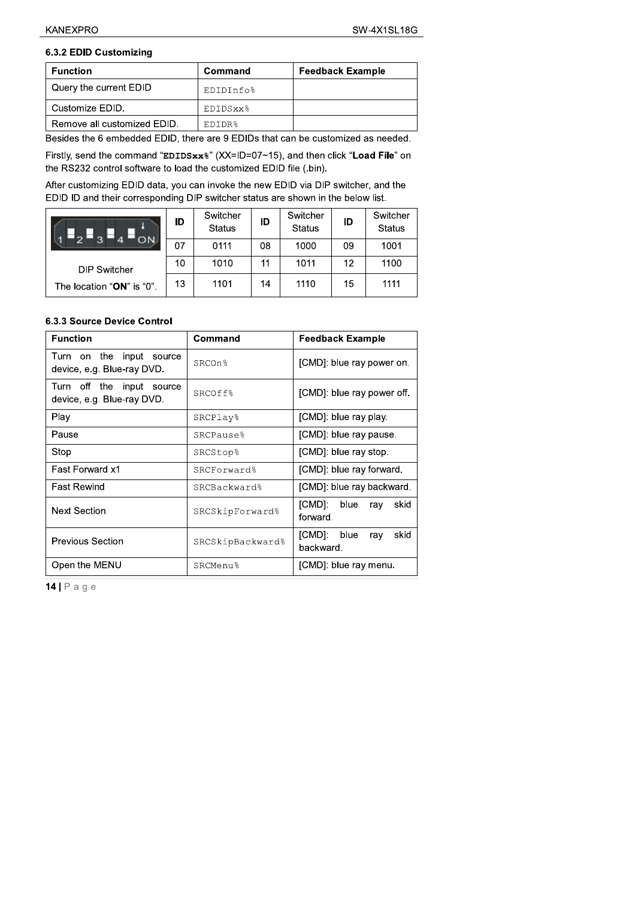### 6.3.2 EDID Customizing

| Function | Command | Feedback Example |
|---|---|---|
| Query the current EDID | EDIDInfo% | |
| Customize EDID. | EDIDSxx% | |
| Remove all customized EDID. | EDIDR% | |

Besides the 6 embedded EDID, there are 9 EDIDs that can be customized as needed.

Firstly, send the command "**EDIDSxx%**" (XX=ID=07~15), and then click "**Load File**" on the RS232 control software to load the customized EDID file (.bin).

After customizing EDID data, you can invoke the new EDID via DIP switcher, and the EDID ID and their corresponding DIP switcher status are shown in the below list.

| DIP Switcher The location "**ON**" is "0". | ID | Switcher Status | ID | Switcher Status | ID | Switcher Status |
|---|---|---|---|---|---|---|
| | 07 | 0111 | 08 | 1000 | 09 | 1001 |
| | 10 | 1010 | 11 | 1011 | 12 | 1100 |
| | 13 | 1101 | 14 | 1110 | 15 | 1111 |

### 6.3.3 Source Device Control

| Function | Command | Feedback Example |
|---|---|---|
| Turn on the input source device, e.g. Blue-ray DVD. | SRCOn% | [CMD]: blue ray power on. |
| Turn off the input source device, e.g. Blue-ray DVD. | SRCOff% | [CMD]: blue ray power off. |
| Play | SRCPlay% | [CMD]: blue ray play. |
| Pause | SRCPause% | [CMD]: blue ray pause. |
| Stop | SRCStop% | [CMD]: blue ray stop. |
| Fast Forward x1 | SRCForward% | [CMD]: blue ray forward. |
| Fast Rewind | SRCBackward% | [CMD]: blue ray backward. |
| Next Section | SRCSkipForward% | [CMD]: blue ray skid forward. |
| Previous Section | SRCSkipBackward% | [CMD]: blue ray skid backward. |
| Open the MENU | SRCMenu% | [CMD]: blue ray menu. |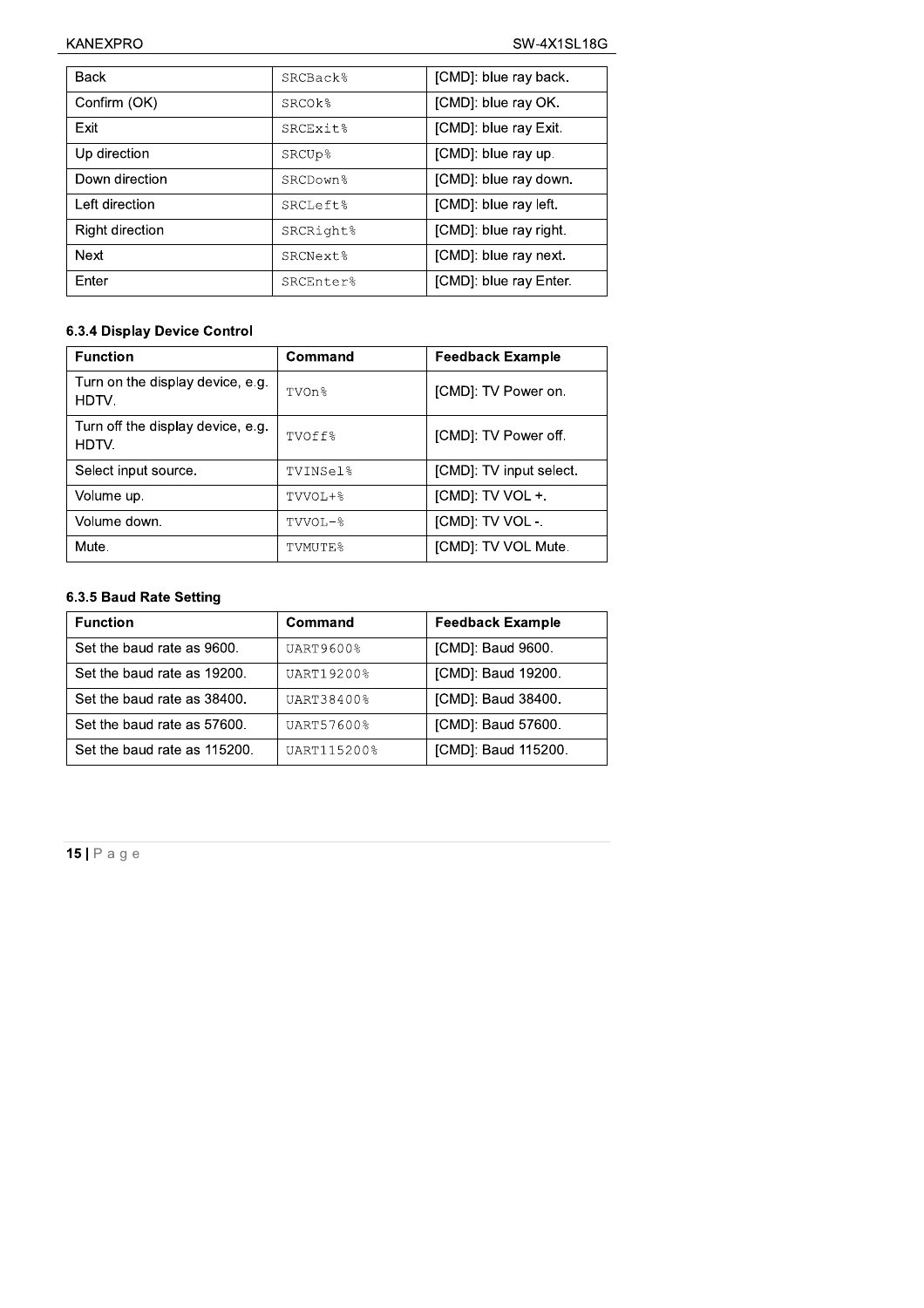| Back | SRCBack% | [CMD]: blue ray back. |
|---|---|---|
| Confirm (OK) | SRCOk% | [CMD]: blue ray OK. |
| Exit | SRCExit% | [CMD]: blue ray Exit. |
| Up direction | SRCUp% | [CMD]: blue ray up. |
| Down direction | SRCDown% | [CMD]: blue ray down. |
| Left direction | SRCLeft% | [CMD]: blue ray left. |
| Right direction | SRCRight% | [CMD]: blue ray right. |
| Next | SRCNext% | [CMD]: blue ray next. |
| Enter | SRCEnter% | [CMD]: blue ray Enter. |

### 6.3.4 Display Device Control

| Function | Command | Feedback Example |
|---|---|---|
| Turn on the display device, e.g. HDTV. | TVOn% | [CMD]: TV Power on. |
| Turn off the display device, e.g. HDTV. | TVOff% | [CMD]: TV Power off. |
| Select input source. | TVINSel% | [CMD]: TV input select. |
| Volume up. | TVVOL+% | [CMD]: TV VOL +. |
| Volume down. | TVVOL-% | [CMD]: TV VOL -. |
| Mute. | TVMUTE% | [CMD]: TV VOL Mute. |

### 6.3.5 Baud Rate Setting

| Function | Command | Feedback Example |
|---|---|---|
| Set the baud rate as 9600. | UART9600% | [CMD]: Baud 9600. |
| Set the baud rate as 19200. | UART19200% | [CMD]: Baud 19200. |
| Set the baud rate as 38400. | UART38400% | [CMD]: Baud 38400. |
| Set the baud rate as 57600. | UART57600% | [CMD]: Baud 57600. |
| Set the baud rate as 115200. | UART115200% | [CMD]: Baud 115200. |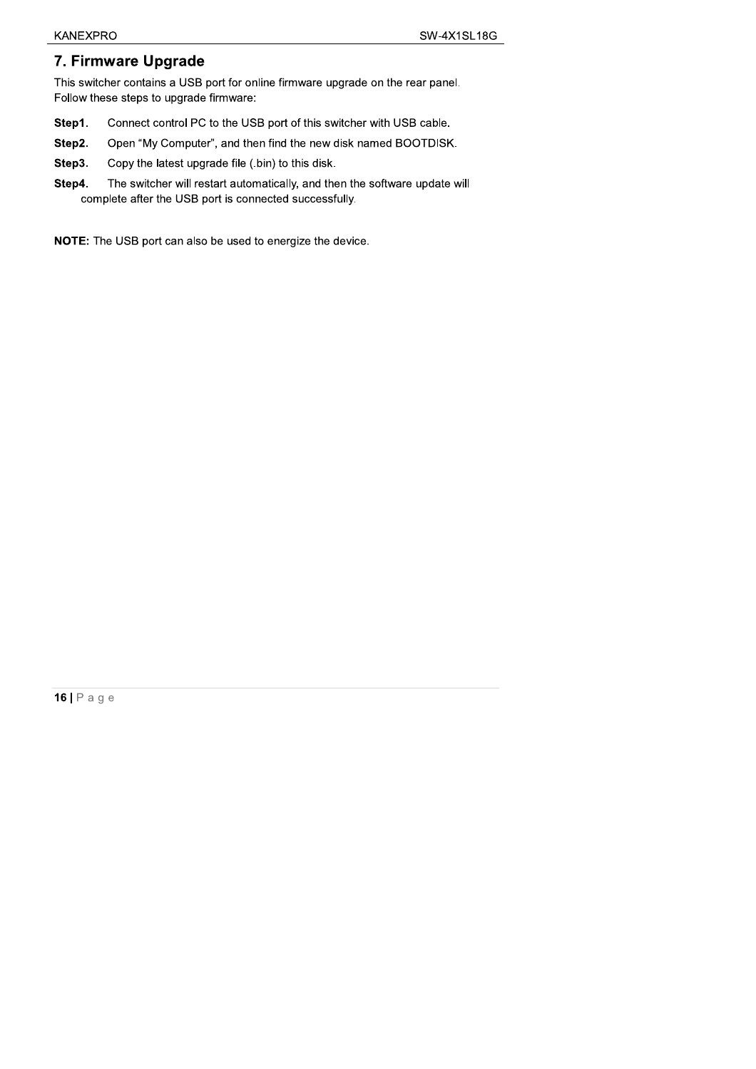## 7. Firmware Upgrade

This switcher contains a USB port for online firmware upgrade on the rear panel. Follow these steps to upgrade firmware:

**Step1.** Connect control PC to the USB port of this switcher with USB cable.

**Step2.** Open "My Computer", and then find the new disk named BOOTDISK.

**Step3.** Copy the latest upgrade file (.bin) to this disk.

**Step4.** The switcher will restart automatically, and then the software update will complete after the USB port is connected successfully.

**NOTE:** The USB port can also be used to energize the device.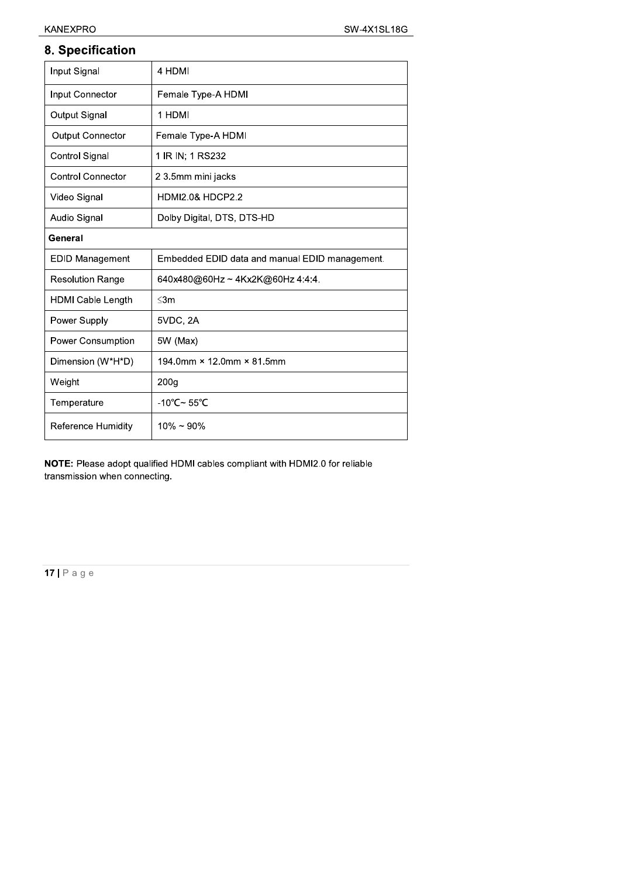## 8. Specification

| Input Signal | 4 HDMI |
|---|---|
| Input Connector | Female Type-A HDMI |
| Output Signal | 1 HDMI |
| Output Connector | Female Type-A HDMI |
| Control Signal | 1 IR IN; 1 RS232 |
| Control Connector | 2 3.5mm mini jacks |
| Video Signal | HDMI2.0& HDCP2.2 |
| Audio Signal | Dolby Digital, DTS, DTS-HD |
| **General** | |
| EDID Management | Embedded EDID data and manual EDID management. |
| Resolution Range | 640x480@60Hz ~ 4Kx2K@60Hz 4:4:4. |
| HDMI Cable Length | ≤3m |
| Power Supply | 5VDC, 2A |
| Power Consumption | 5W (Max) |
| Dimension (W*H*D) | 194.0mm × 12.0mm × 81.5mm |
| Weight | 200g |
| Temperature | -10℃~ 55℃ |
| Reference Humidity | 10% ~ 90% |

**NOTE:** Please adopt qualified HDMI cables compliant with HDMI2.0 for reliable transmission when connecting.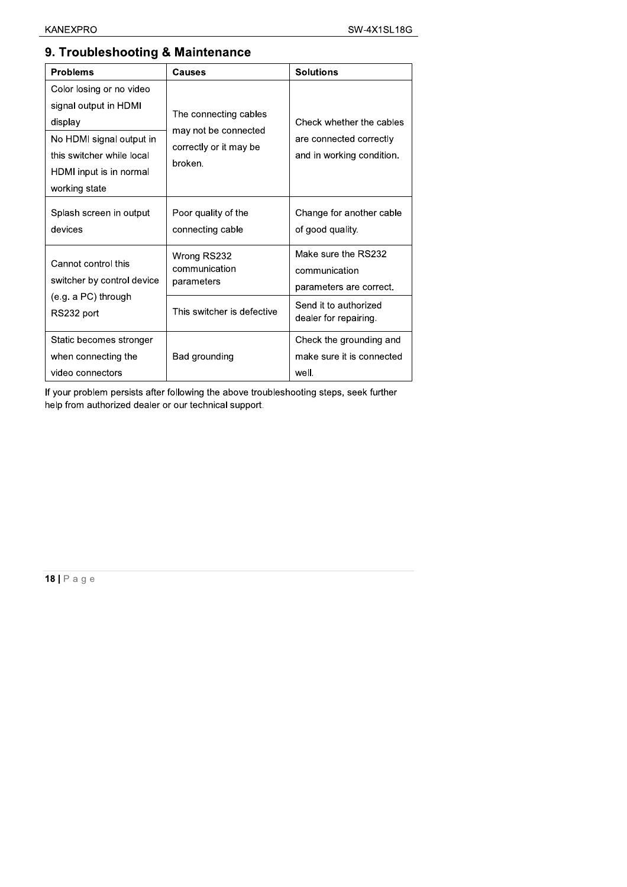## 9. Troubleshooting & Maintenance

| Problems | Causes | Solutions |
|---|---|---|
| Color losing or no video signal output in HDMI display | The connecting cables may not be connected correctly or it may be broken. | Check whether the cables are connected correctly and in working condition. |
| No HDMI signal output in this switcher while local HDMI input is in normal working state | | |
| Splash screen in output devices | Poor quality of the connecting cable | Change for another cable of good quality. |
| Cannot control this switcher by control device (e.g. a PC) through RS232 port | Wrong RS232 communication parameters | Make sure the RS232 communication parameters are correct. |
| | This switcher is defective | Send it to authorized dealer for repairing. |
| Static becomes stronger when connecting the video connectors | Bad grounding | Check the grounding and make sure it is connected well. |

If your problem persists after following the above troubleshooting steps, seek further help from authorized dealer or our technical support.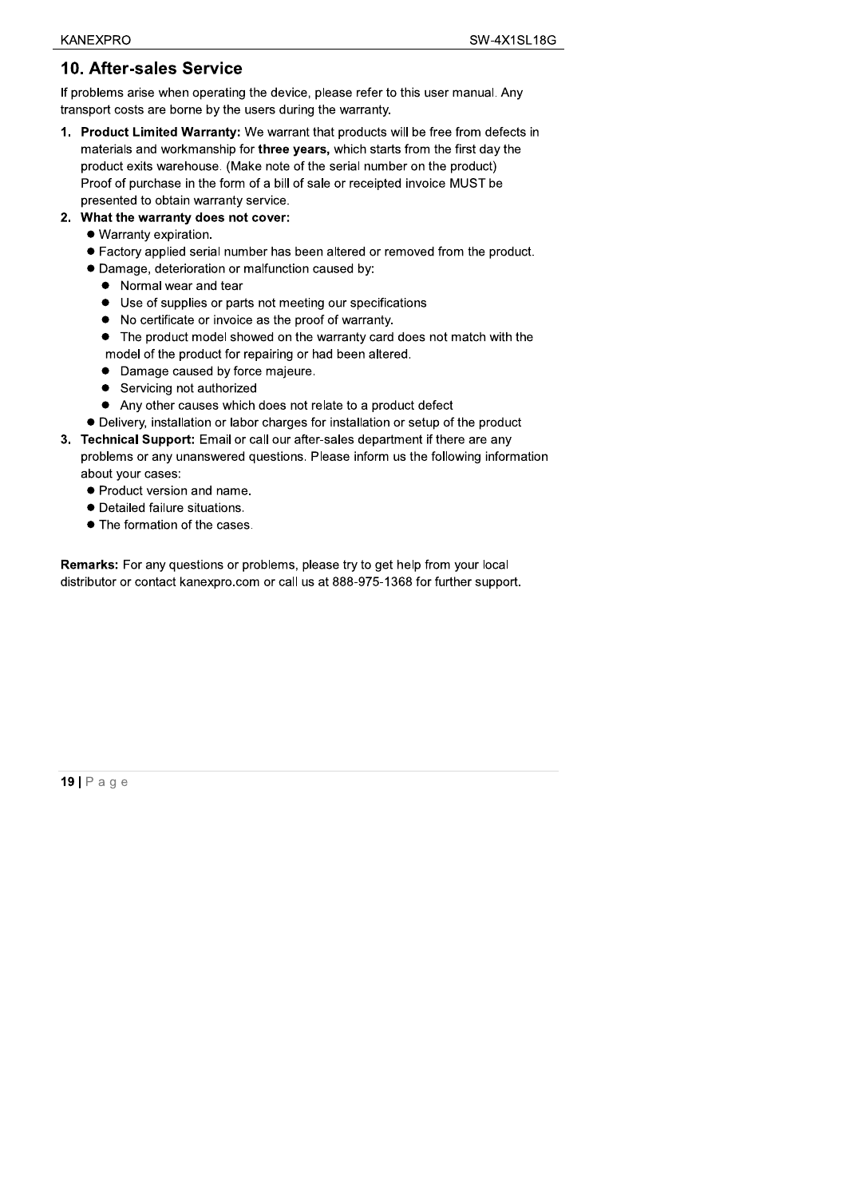## 10. After-sales Service

If problems arise when operating the device, please refer to this user manual. Any transport costs are borne by the users during the warranty.

1. **Product Limited Warranty:** We warrant that products will be free from defects in materials and workmanship for **three years,** which starts from the first day the product exits warehouse. (Make note of the serial number on the product) Proof of purchase in the form of a bill of sale or receipted invoice MUST be presented to obtain warranty service.
2. **What the warranty does not cover:**
   - Warranty expiration.
   - Factory applied serial number has been altered or removed from the product.
   - Damage, deterioration or malfunction caused by:
     - Normal wear and tear
     - Use of supplies or parts not meeting our specifications
     - No certificate or invoice as the proof of warranty.
     - The product model showed on the warranty card does not match with the model of the product for repairing or had been altered.
     - Damage caused by force majeure.
     - Servicing not authorized
     - Any other causes which does not relate to a product defect
   - Delivery, installation or labor charges for installation or setup of the product
3. **Technical Support:** Email or call our after-sales department if there are any problems or any unanswered questions. Please inform us the following information about your cases:
   - Product version and name.
   - Detailed failure situations.
   - The formation of the cases.

**Remarks:** For any questions or problems, please try to get help from your local distributor or contact kanexpro.com or call us at 888-975-1368 for further support.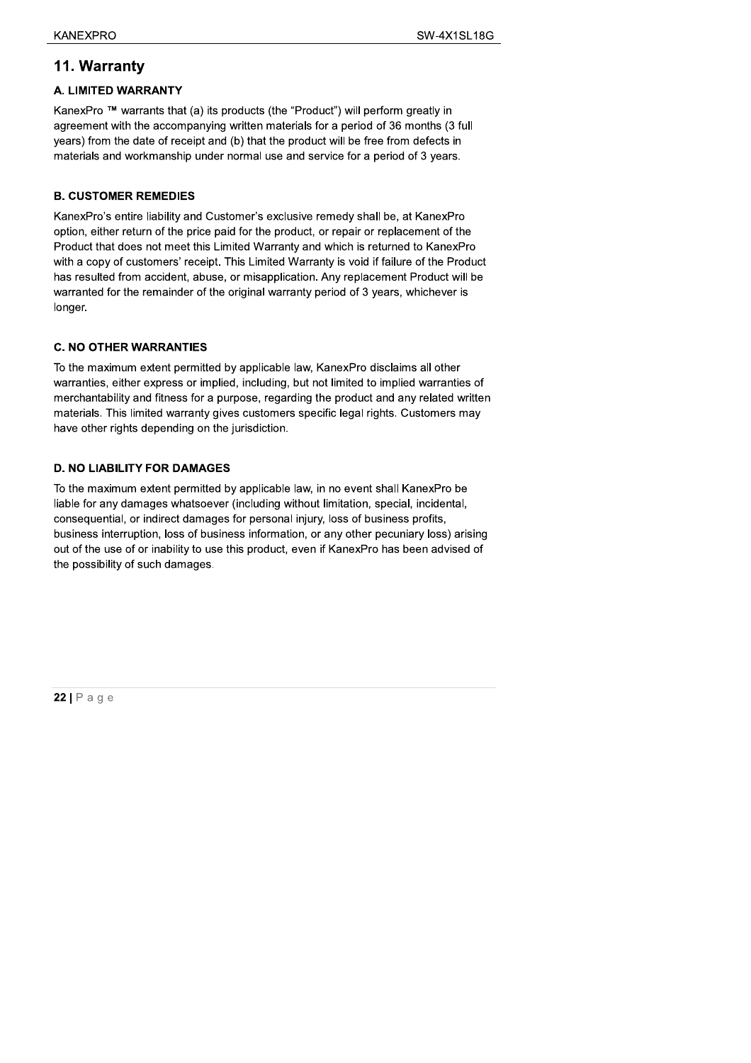## 11. Warranty

### A. LIMITED WARRANTY

KanexPro ™ warrants that (a) its products (the "Product") will perform greatly in agreement with the accompanying written materials for a period of 36 months (3 full years) from the date of receipt and (b) that the product will be free from defects in materials and workmanship under normal use and service for a period of 3 years.

### B. CUSTOMER REMEDIES

KanexPro's entire liability and Customer's exclusive remedy shall be, at KanexPro option, either return of the price paid for the product, or repair or replacement of the Product that does not meet this Limited Warranty and which is returned to KanexPro with a copy of customers' receipt. This Limited Warranty is void if failure of the Product has resulted from accident, abuse, or misapplication. Any replacement Product will be warranted for the remainder of the original warranty period of 3 years, whichever is longer.

### C. NO OTHER WARRANTIES

To the maximum extent permitted by applicable law, KanexPro disclaims all other warranties, either express or implied, including, but not limited to implied warranties of merchantability and fitness for a purpose, regarding the product and any related written materials. This limited warranty gives customers specific legal rights. Customers may have other rights depending on the jurisdiction.

### D. NO LIABILITY FOR DAMAGES

To the maximum extent permitted by applicable law, in no event shall KanexPro be liable for any damages whatsoever (including without limitation, special, incidental, consequential, or indirect damages for personal injury, loss of business profits, business interruption, loss of business information, or any other pecuniary loss) arising out of the use of or inability to use this product, even if KanexPro has been advised of the possibility of such damages.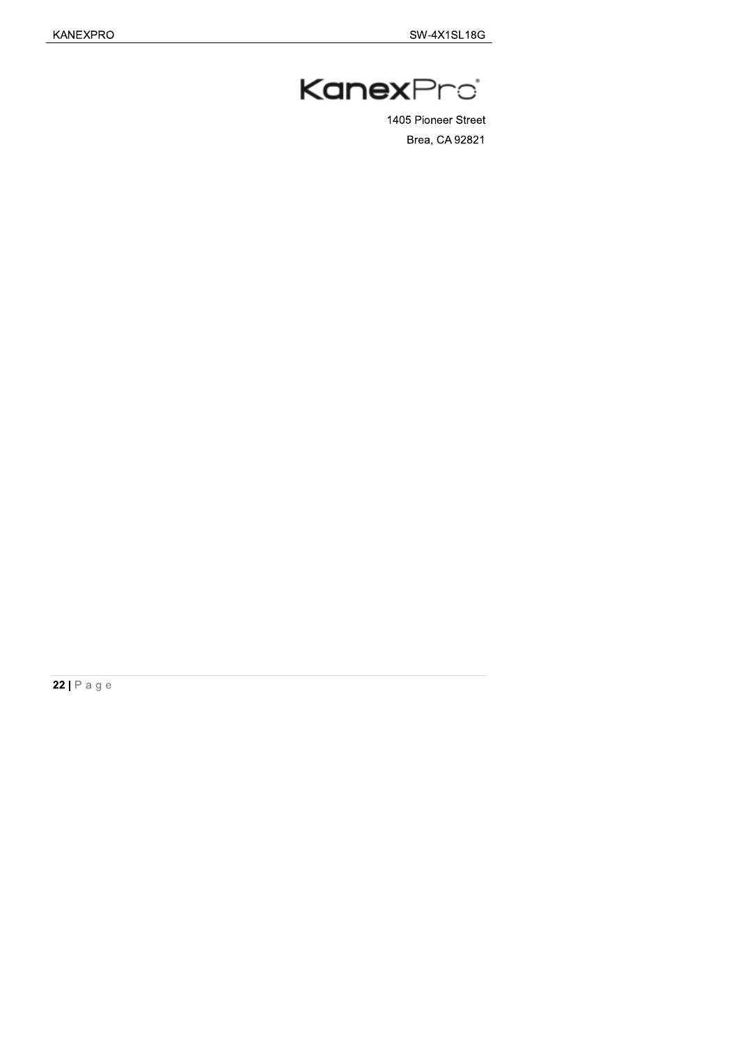KanexPro

1405 Pioneer Street

Brea, CA 92821